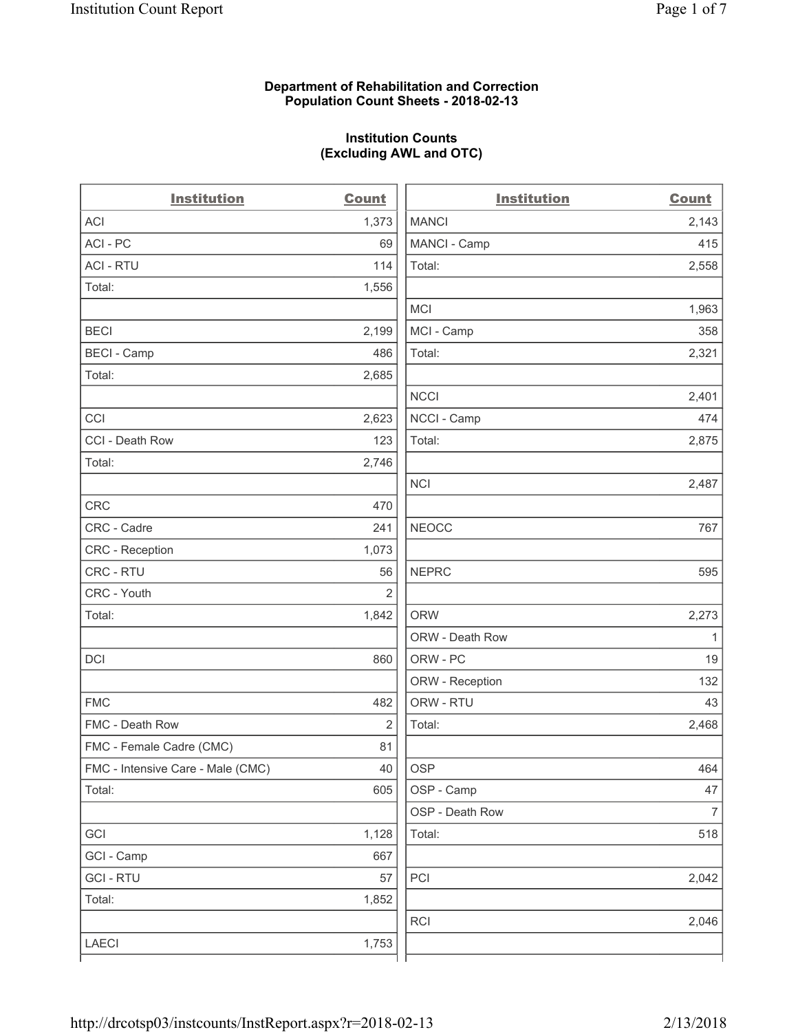**Department of Rehabilitation and Correction**
**Population Count Sheets - 2018-02-13**

**Institution Counts**
**(Excluding AWL and OTC)**

| Institution | Count |
|---|---|
| ACI | 1,373 |
| ACI - PC | 69 |
| ACI - RTU | 114 |
| Total: | 1,556 |
| | |
| BECI | 2,199 |
| BECI - Camp | 486 |
| Total: | 2,685 |
| | |
| CCI | 2,623 |
| CCI - Death Row | 123 |
| Total: | 2,746 |
| | |
| CRC | 470 |
| CRC - Cadre | 241 |
| CRC - Reception | 1,073 |
| CRC - RTU | 56 |
| CRC - Youth | 2 |
| Total: | 1,842 |
| | |
| DCI | 860 |
| | |
| FMC | 482 |
| FMC - Death Row | 2 |
| FMC - Female Cadre (CMC) | 81 |
| FMC - Intensive Care - Male (CMC) | 40 |
| Total: | 605 |
| | |
| GCI | 1,128 |
| GCI - Camp | 667 |
| GCI - RTU | 57 |
| Total: | 1,852 |
| | |
| LAECI | 1,753 |

| Institution | Count |
|---|---|
| MANCI | 2,143 |
| MANCI - Camp | 415 |
| Total: | 2,558 |
| | |
| MCI | 1,963 |
| MCI - Camp | 358 |
| Total: | 2,321 |
| | |
| NCCI | 2,401 |
| NCCI - Camp | 474 |
| Total: | 2,875 |
| | |
| NCI | 2,487 |
| | |
| NEOCC | 767 |
| | |
| NEPRC | 595 |
| | |
| ORW | 2,273 |
| ORW - Death Row | 1 |
| ORW - PC | 19 |
| ORW - Reception | 132 |
| ORW - RTU | 43 |
| Total: | 2,468 |
| | |
| OSP | 464 |
| OSP - Camp | 47 |
| OSP - Death Row | 7 |
| Total: | 518 |
| | |
| PCI | 2,042 |
| | |
| RCI | 2,046 |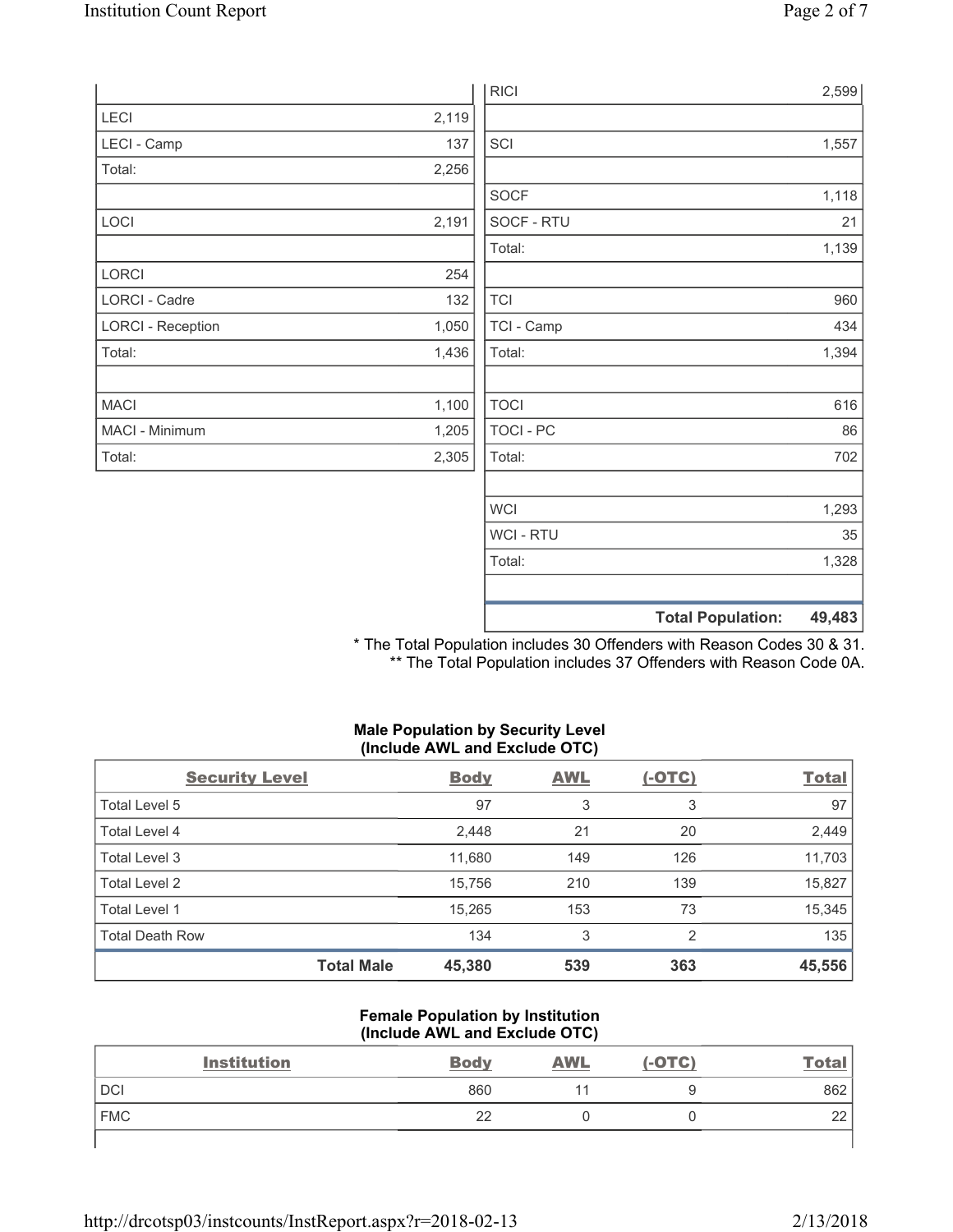| | |
|---|---|
| LECI | 2,119 |
| LECI - Camp | 137 |
| Total: | 2,256 |
| | |
| LOCI | 2,191 |
| | |
| LORCI | 254 |
| LORCI - Cadre | 132 |
| LORCI - Reception | 1,050 |
| Total: | 1,436 |
| | |
| MACI | 1,100 |
| MACI - Minimum | 1,205 |
| Total: | 2,305 |

| | |
|---|---|
| RICI | 2,599 |
| | |
| SCI | 1,557 |
| | |
| SOCF | 1,118 |
| SOCF - RTU | 21 |
| Total: | 1,139 |
| | |
| TCI | 960 |
| TCI - Camp | 434 |
| Total: | 1,394 |
| | |
| TOCI | 616 |
| TOCI - PC | 86 |
| Total: | 702 |
| | |
| WCI | 1,293 |
| WCI - RTU | 35 |
| Total: | 1,328 |
| | |
| **Total Population:** | **49,483** |

\* The Total Population includes 30 Offenders with Reason Codes 30 & 31.
\*\* The Total Population includes 37 Offenders with Reason Code 0A.

### Male Population by Security Level (Include AWL and Exclude OTC)

| Security Level | Body | AWL | (-OTC) | Total |
|---|---|---|---|---|
| Total Level 5 | 97 | 3 | 3 | 97 |
| Total Level 4 | 2,448 | 21 | 20 | 2,449 |
| Total Level 3 | 11,680 | 149 | 126 | 11,703 |
| Total Level 2 | 15,756 | 210 | 139 | 15,827 |
| Total Level 1 | 15,265 | 153 | 73 | 15,345 |
| Total Death Row | 134 | 3 | 2 | 135 |
| **Total Male** | **45,380** | **539** | **363** | **45,556** |

### Female Population by Institution (Include AWL and Exclude OTC)

| Institution | Body | AWL | (-OTC) | Total |
|---|---|---|---|---|
| DCI | 860 | 11 | 9 | 862 |
| FMC | 22 | 0 | 0 | 22 |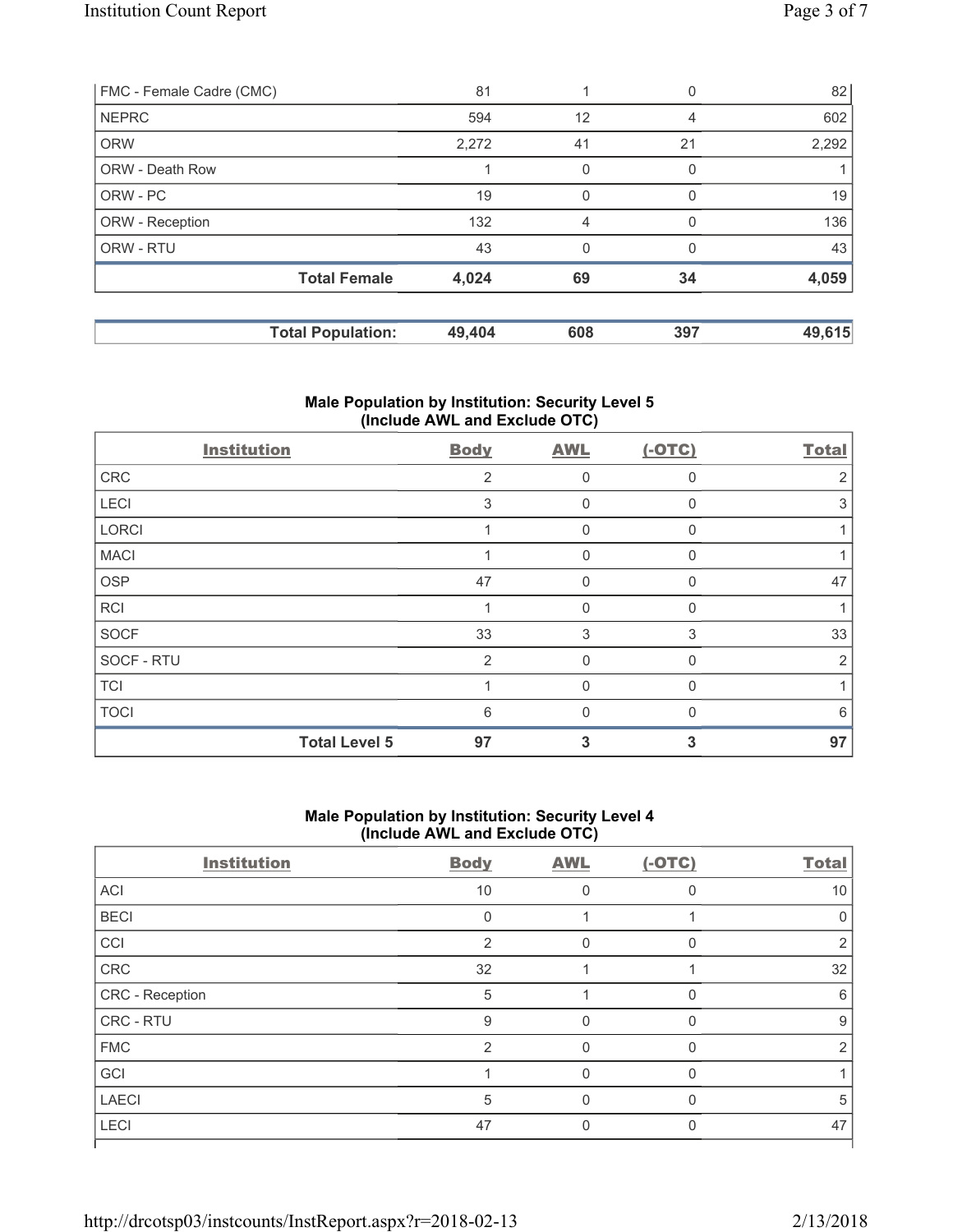| FMC - Female Cadre (CMC) | 81 | 1 | 0 | 82 |
|---|---|---|---|---|
| NEPRC | 594 | 12 | 4 | 602 |
| ORW | 2,272 | 41 | 21 | 2,292 |
| ORW - Death Row | 1 | 0 | 0 | 1 |
| ORW - PC | 19 | 0 | 0 | 19 |
| ORW - Reception | 132 | 4 | 0 | 136 |
| ORW - RTU | 43 | 0 | 0 | 43 |
| **Total Female** | **4,024** | **69** | **34** | **4,059** |

| **Total Population:** | **49,404** | **608** | **397** | **49,615** |
|---|---|---|---|---|

### Male Population by Institution: Security Level 5 (Include AWL and Exclude OTC)

| Institution | Body | AWL | (-OTC) | Total |
|---|---|---|---|---|
| CRC | 2 | 0 | 0 | 2 |
| LECI | 3 | 0 | 0 | 3 |
| LORCI | 1 | 0 | 0 | 1 |
| MACI | 1 | 0 | 0 | 1 |
| OSP | 47 | 0 | 0 | 47 |
| RCI | 1 | 0 | 0 | 1 |
| SOCF | 33 | 3 | 3 | 33 |
| SOCF - RTU | 2 | 0 | 0 | 2 |
| TCI | 1 | 0 | 0 | 1 |
| TOCI | 6 | 0 | 0 | 6 |
| **Total Level 5** | **97** | **3** | **3** | **97** |

### Male Population by Institution: Security Level 4 (Include AWL and Exclude OTC)

| Institution | Body | AWL | (-OTC) | Total |
|---|---|---|---|---|
| ACI | 10 | 0 | 0 | 10 |
| BECI | 0 | 1 | 1 | 0 |
| CCI | 2 | 0 | 0 | 2 |
| CRC | 32 | 1 | 1 | 32 |
| CRC - Reception | 5 | 1 | 0 | 6 |
| CRC - RTU | 9 | 0 | 0 | 9 |
| FMC | 2 | 0 | 0 | 2 |
| GCI | 1 | 0 | 0 | 1 |
| LAECI | 5 | 0 | 0 | 5 |
| LECI | 47 | 0 | 0 | 47 |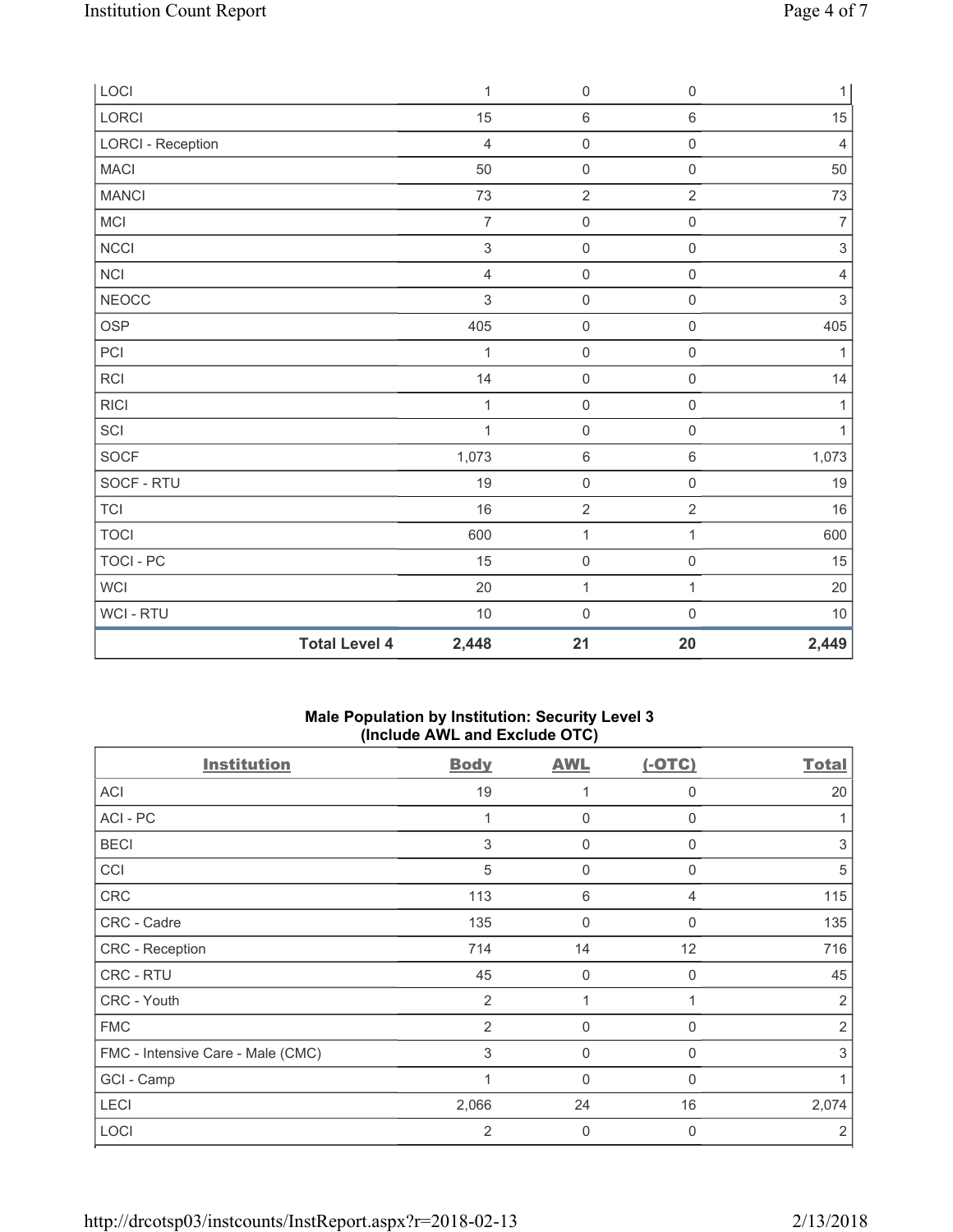| LOCI | | 1 | 0 | 0 | 1 |
|---|---|---|---|---|---|
| LORCI | | 15 | 6 | 6 | 15 |
| LORCI - Reception | | 4 | 0 | 0 | 4 |
| MACI | | 50 | 0 | 0 | 50 |
| MANCI | | 73 | 2 | 2 | 73 |
| MCI | | 7 | 0 | 0 | 7 |
| NCCI | | 3 | 0 | 0 | 3 |
| NCI | | 4 | 0 | 0 | 4 |
| NEOCC | | 3 | 0 | 0 | 3 |
| OSP | | 405 | 0 | 0 | 405 |
| PCI | | 1 | 0 | 0 | 1 |
| RCI | | 14 | 0 | 0 | 14 |
| RICI | | 1 | 0 | 0 | 1 |
| SCI | | 1 | 0 | 0 | 1 |
| SOCF | | 1,073 | 6 | 6 | 1,073 |
| SOCF - RTU | | 19 | 0 | 0 | 19 |
| TCI | | 16 | 2 | 2 | 16 |
| TOCI | | 600 | 1 | 1 | 600 |
| TOCI - PC | | 15 | 0 | 0 | 15 |
| WCI | | 20 | 1 | 1 | 20 |
| WCI - RTU | | 10 | 0 | 0 | 10 |
| | **Total Level 4** | **2,448** | **21** | **20** | **2,449** |

**Male Population by Institution: Security Level 3**
**(Include AWL and Exclude OTC)**

| Institution | Body | AWL | (-OTC) | Total |
|---|---|---|---|---|
| ACI | 19 | 1 | 0 | 20 |
| ACI - PC | 1 | 0 | 0 | 1 |
| BECI | 3 | 0 | 0 | 3 |
| CCI | 5 | 0 | 0 | 5 |
| CRC | 113 | 6 | 4 | 115 |
| CRC - Cadre | 135 | 0 | 0 | 135 |
| CRC - Reception | 714 | 14 | 12 | 716 |
| CRC - RTU | 45 | 0 | 0 | 45 |
| CRC - Youth | 2 | 1 | 1 | 2 |
| FMC | 2 | 0 | 0 | 2 |
| FMC - Intensive Care - Male (CMC) | 3 | 0 | 0 | 3 |
| GCI - Camp | 1 | 0 | 0 | 1 |
| LECI | 2,066 | 24 | 16 | 2,074 |
| LOCI | 2 | 0 | 0 | 2 |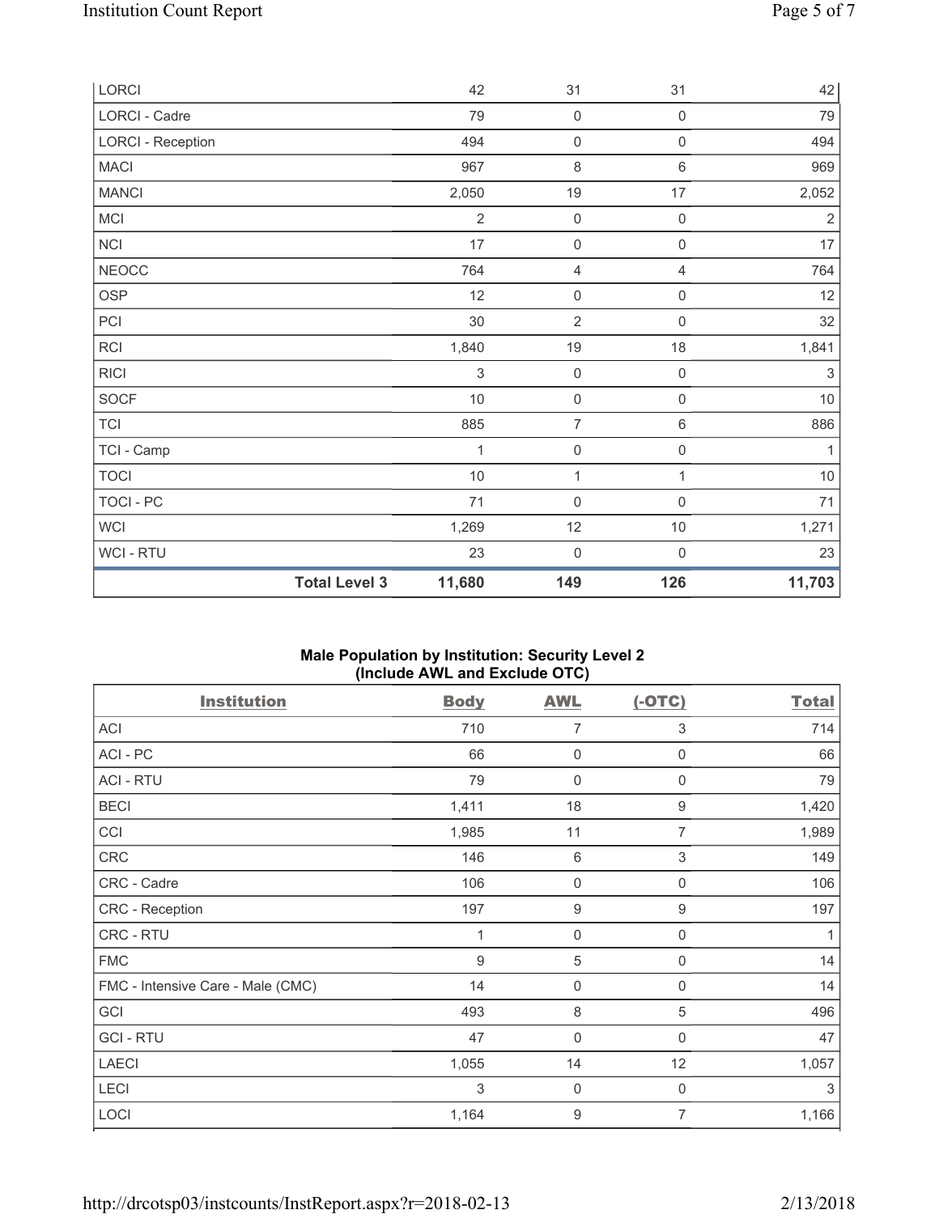| | Body | AWL | (-OTC) | Total |
|---|---|---|---|---|
| LORCI | 42 | 31 | 31 | 42 |
| LORCI - Cadre | 79 | 0 | 0 | 79 |
| LORCI - Reception | 494 | 0 | 0 | 494 |
| MACI | 967 | 8 | 6 | 969 |
| MANCI | 2,050 | 19 | 17 | 2,052 |
| MCI | 2 | 0 | 0 | 2 |
| NCI | 17 | 0 | 0 | 17 |
| NEOCC | 764 | 4 | 4 | 764 |
| OSP | 12 | 0 | 0 | 12 |
| PCI | 30 | 2 | 0 | 32 |
| RCI | 1,840 | 19 | 18 | 1,841 |
| RICI | 3 | 0 | 0 | 3 |
| SOCF | 10 | 0 | 0 | 10 |
| TCI | 885 | 7 | 6 | 886 |
| TCI - Camp | 1 | 0 | 0 | 1 |
| TOCI | 10 | 1 | 1 | 10 |
| TOCI - PC | 71 | 0 | 0 | 71 |
| WCI | 1,269 | 12 | 10 | 1,271 |
| WCI - RTU | 23 | 0 | 0 | 23 |
| **Total Level 3** | **11,680** | **149** | **126** | **11,703** |

## Male Population by Institution: Security Level 2 (Include AWL and Exclude OTC)

| Institution | Body | AWL | (-OTC) | Total |
|---|---|---|---|---|
| ACI | 710 | 7 | 3 | 714 |
| ACI - PC | 66 | 0 | 0 | 66 |
| ACI - RTU | 79 | 0 | 0 | 79 |
| BECI | 1,411 | 18 | 9 | 1,420 |
| CCI | 1,985 | 11 | 7 | 1,989 |
| CRC | 146 | 6 | 3 | 149 |
| CRC - Cadre | 106 | 0 | 0 | 106 |
| CRC - Reception | 197 | 9 | 9 | 197 |
| CRC - RTU | 1 | 0 | 0 | 1 |
| FMC | 9 | 5 | 0 | 14 |
| FMC - Intensive Care - Male (CMC) | 14 | 0 | 0 | 14 |
| GCI | 493 | 8 | 5 | 496 |
| GCI - RTU | 47 | 0 | 0 | 47 |
| LAECI | 1,055 | 14 | 12 | 1,057 |
| LECI | 3 | 0 | 0 | 3 |
| LOCI | 1,164 | 9 | 7 | 1,166 |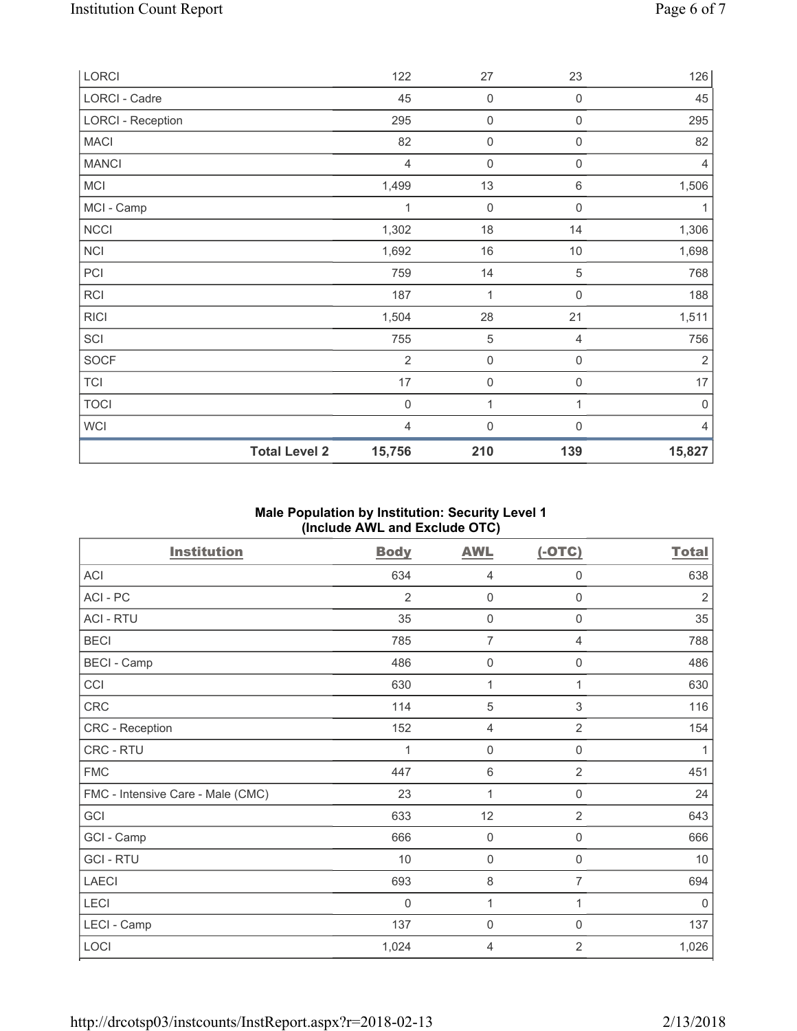| | Body | AWL | (-OTC) | Total |
|---|---|---|---|---|
| LORCI | 122 | 27 | 23 | 126 |
| LORCI - Cadre | 45 | 0 | 0 | 45 |
| LORCI - Reception | 295 | 0 | 0 | 295 |
| MACI | 82 | 0 | 0 | 82 |
| MANCI | 4 | 0 | 0 | 4 |
| MCI | 1,499 | 13 | 6 | 1,506 |
| MCI - Camp | 1 | 0 | 0 | 1 |
| NCCI | 1,302 | 18 | 14 | 1,306 |
| NCI | 1,692 | 16 | 10 | 1,698 |
| PCI | 759 | 14 | 5 | 768 |
| RCI | 187 | 1 | 0 | 188 |
| RICI | 1,504 | 28 | 21 | 1,511 |
| SCI | 755 | 5 | 4 | 756 |
| SOCF | 2 | 0 | 0 | 2 |
| TCI | 17 | 0 | 0 | 17 |
| TOCI | 0 | 1 | 1 | 0 |
| WCI | 4 | 0 | 0 | 4 |
| **Total Level 2** | **15,756** | **210** | **139** | **15,827** |

### Male Population by Institution: Security Level 1 (Include AWL and Exclude OTC)

| Institution | Body | AWL | (-OTC) | Total |
|---|---|---|---|---|
| ACI | 634 | 4 | 0 | 638 |
| ACI - PC | 2 | 0 | 0 | 2 |
| ACI - RTU | 35 | 0 | 0 | 35 |
| BECI | 785 | 7 | 4 | 788 |
| BECI - Camp | 486 | 0 | 0 | 486 |
| CCI | 630 | 1 | 1 | 630 |
| CRC | 114 | 5 | 3 | 116 |
| CRC - Reception | 152 | 4 | 2 | 154 |
| CRC - RTU | 1 | 0 | 0 | 1 |
| FMC | 447 | 6 | 2 | 451 |
| FMC - Intensive Care - Male (CMC) | 23 | 1 | 0 | 24 |
| GCI | 633 | 12 | 2 | 643 |
| GCI - Camp | 666 | 0 | 0 | 666 |
| GCI - RTU | 10 | 0 | 0 | 10 |
| LAECI | 693 | 8 | 7 | 694 |
| LECI | 0 | 1 | 1 | 0 |
| LECI - Camp | 137 | 0 | 0 | 137 |
| LOCI | 1,024 | 4 | 2 | 1,026 |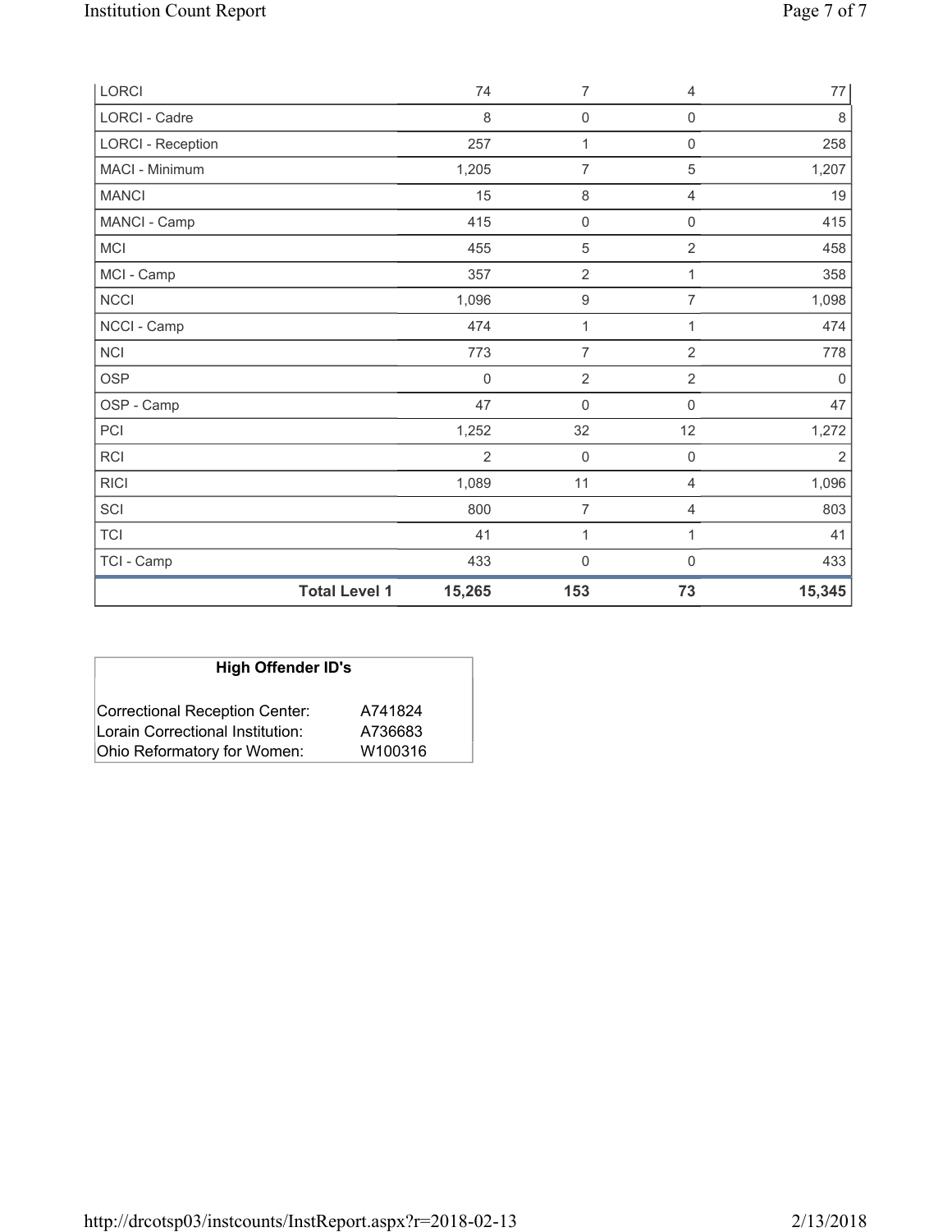| | | | | |
|---|---|---|---|---|
| LORCI | 74 | 7 | 4 | 77 |
| LORCI - Cadre | 8 | 0 | 0 | 8 |
| LORCI - Reception | 257 | 1 | 0 | 258 |
| MACI - Minimum | 1,205 | 7 | 5 | 1,207 |
| MANCI | 15 | 8 | 4 | 19 |
| MANCI - Camp | 415 | 0 | 0 | 415 |
| MCI | 455 | 5 | 2 | 458 |
| MCI - Camp | 357 | 2 | 1 | 358 |
| NCCI | 1,096 | 9 | 7 | 1,098 |
| NCCI - Camp | 474 | 1 | 1 | 474 |
| NCI | 773 | 7 | 2 | 778 |
| OSP | 0 | 2 | 2 | 0 |
| OSP - Camp | 47 | 0 | 0 | 47 |
| PCI | 1,252 | 32 | 12 | 1,272 |
| RCI | 2 | 0 | 0 | 2 |
| RICI | 1,089 | 11 | 4 | 1,096 |
| SCI | 800 | 7 | 4 | 803 |
| TCI | 41 | 1 | 1 | 41 |
| TCI - Camp | 433 | 0 | 0 | 433 |
| **Total Level 1** | **15,265** | **153** | **73** | **15,345** |

| High Offender ID's | |
|---|---|
| Correctional Reception Center: | A741824 |
| Lorain Correctional Institution: | A736683 |
| Ohio Reformatory for Women: | W100316 |